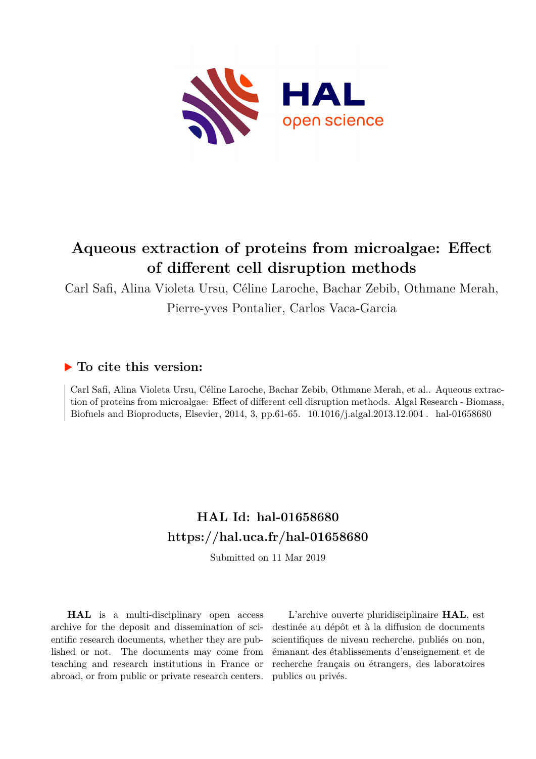# Aqueous extraction of proteins from microalgae: Effect of different cell disruption methods

Carl Safi, Alina Violeta Ursu, Céline Laroche, Bachar Zebib, Othmane Merah, Pierre-yves Pontalier, Carlos Vaca-Garcia

## To cite this version:

Carl Safi, Alina Violeta Ursu, Céline Laroche, Bachar Zebib, Othmane Merah, et al.. Aqueous extraction of proteins from microalgae: Effect of different cell disruption methods. Algal Research - Biomass, Biofuels and Bioproducts, Elsevier, 2014, 3, pp.61-65. 10.1016/j.algal.2013.12.004 . hal-01658680

## HAL Id: hal-01658680
## https://hal.uca.fr/hal-01658680

Submitted on 11 Mar 2019

**HAL** is a multi-disciplinary open access archive for the deposit and dissemination of scientific research documents, whether they are published or not. The documents may come from teaching and research institutions in France or abroad, or from public or private research centers.

L'archive ouverte pluridisciplinaire **HAL**, est destinée au dépôt et à la diffusion de documents scientifiques de niveau recherche, publiés ou non, émanant des établissements d'enseignement et de recherche français ou étrangers, des laboratoires publics ou privés.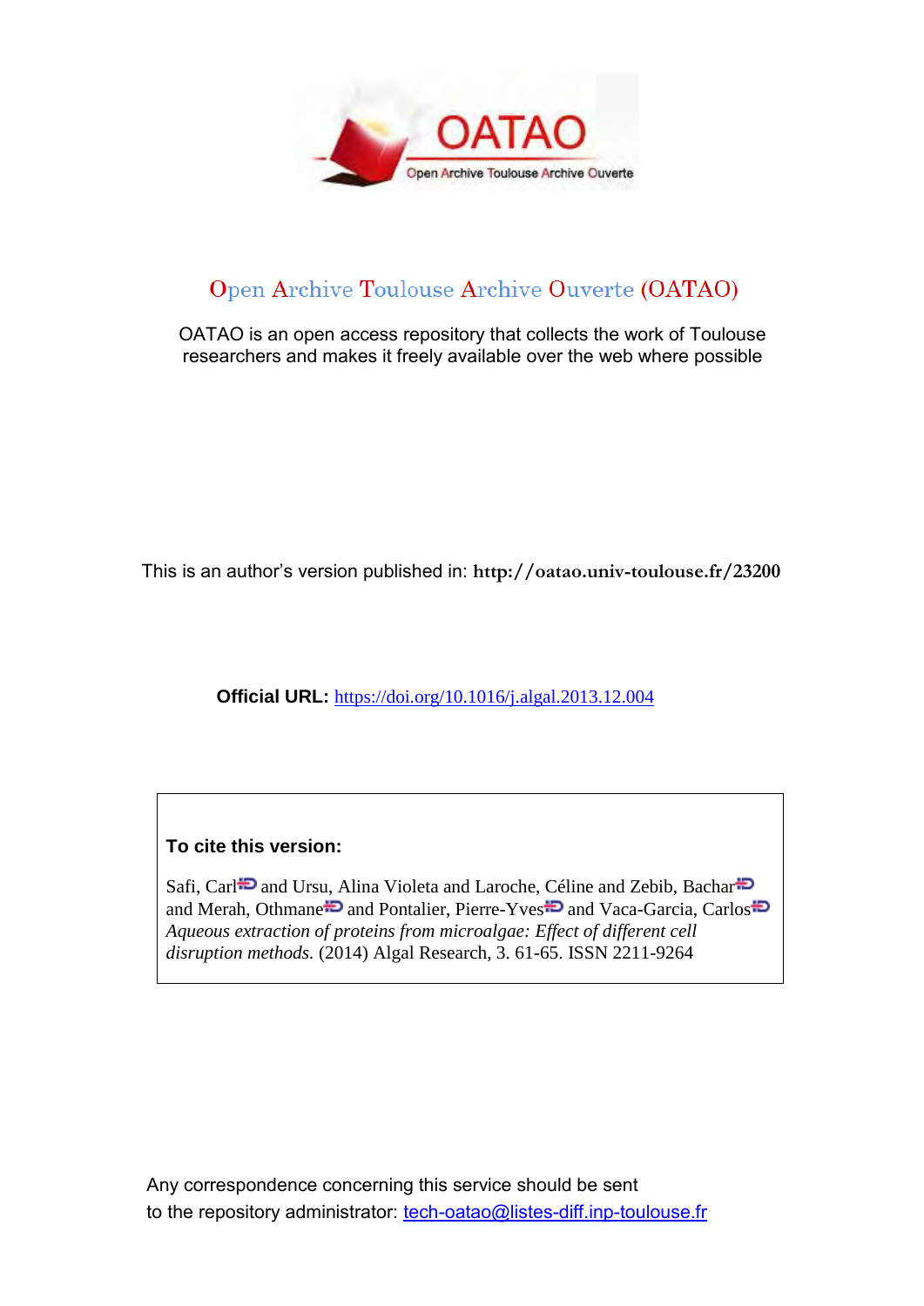# Open Archive Toulouse Archive Ouverte (OATAO)

OATAO is an open access repository that collects the work of Toulouse researchers and makes it freely available over the web where possible

This is an author's version published in: **http://oatao.univ-toulouse.fr/23200**

**Official URL:** https://doi.org/10.1016/j.algal.2013.12.004

**To cite this version:**

Safi, Carl and Ursu, Alina Violeta and Laroche, Céline and Zebib, Bachar and Merah, Othmane and Pontalier, Pierre-Yves and Vaca-Garcia, Carlos *Aqueous extraction of proteins from microalgae: Effect of different cell disruption methods.* (2014) Algal Research, 3. 61-65. ISSN 2211-9264

Any correspondence concerning this service should be sent to the repository administrator: tech-oatao@listes-diff.inp-toulouse.fr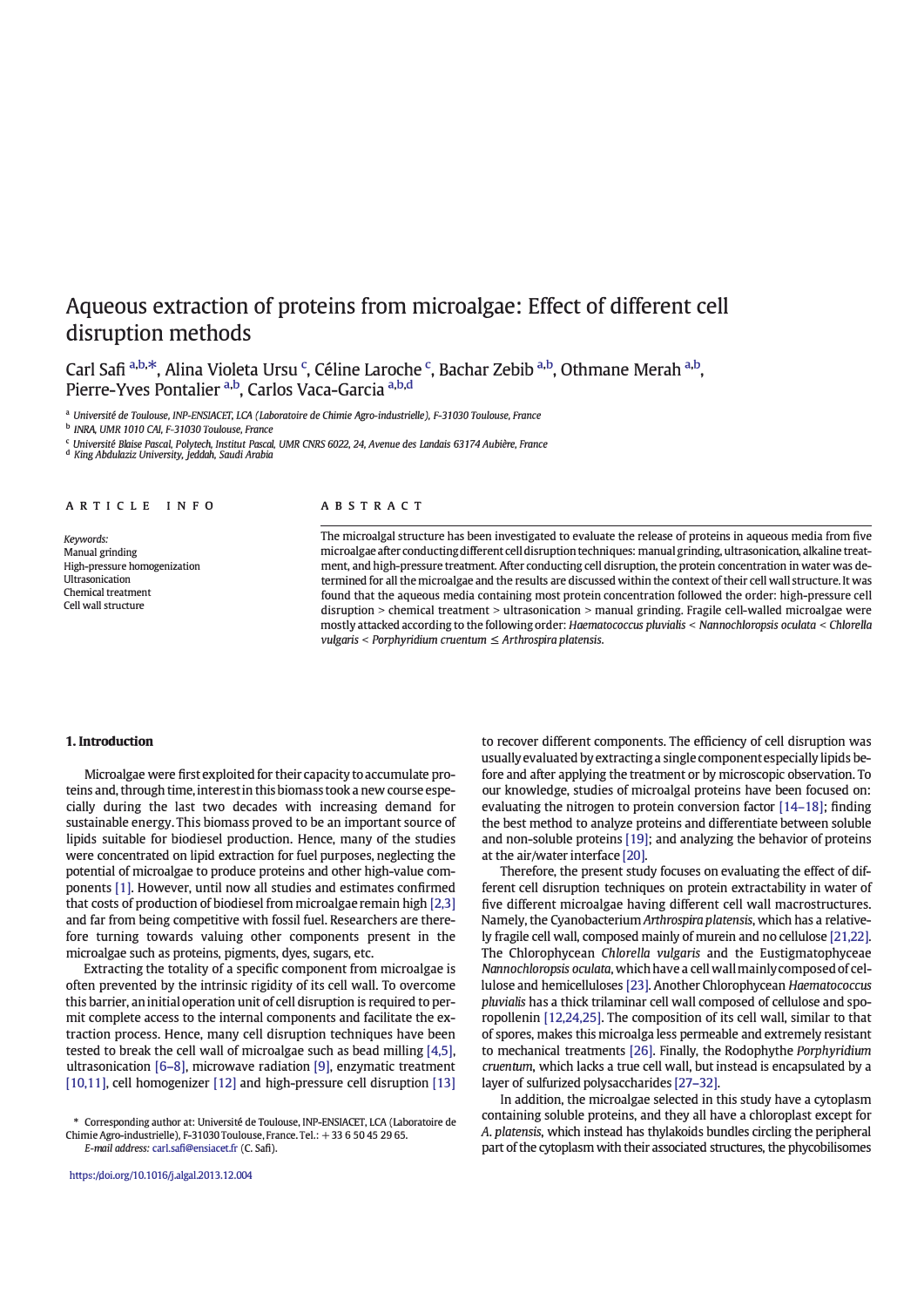# Aqueous extraction of proteins from microalgae: Effect of different cell disruption methods

Carl Safi [a,b,*], Alina Violeta Ursu [c], Céline Laroche [c], Bachar Zebib [a,b], Othmane Merah [a,b], Pierre-Yves Pontalier [a,b], Carlos Vaca-Garcia [a,b,d]

[a] Université de Toulouse, INP-ENSIACET, LCA (Laboratoire de Chimie Agro-industrielle), F-31030 Toulouse, France
[b] INRA, UMR 1010 CAI, F-31030 Toulouse, France
[c] Université Blaise Pascal, Polytech, Institut Pascal, UMR CNRS 6022, 24, Avenue des Landais 63174 Aubière, France
[d] King Abdulaziz University, Jeddah, Saudi Arabia

**ARTICLE INFO**

*Keywords:*
Manual grinding
High-pressure homogenization
Ultrasonication
Chemical treatment
Cell wall structure

**ABSTRACT**

The microalgal structure has been investigated to evaluate the release of proteins in aqueous media from five microalgae after conducting different cell disruption techniques: manual grinding, ultrasonication, alkaline treatment, and high-pressure treatment. After conducting cell disruption, the protein concentration in water was determined for all the microalgae and the results are discussed within the context of their cell wall structure. It was found that the aqueous media containing most protein concentration followed the order: high-pressure cell disruption > chemical treatment > ultrasonication > manual grinding. Fragile cell-walled microalgae were mostly attacked according to the following order: *Haematococcus pluvialis* < *Nannochloropsis oculata* < *Chlorella vulgaris* < *Porphyridium cruentum* ≤ *Arthrospira platensis*.

## 1. Introduction

Microalgae were first exploited for their capacity to accumulate proteins and, through time, interest in this biomass took a new course especially during the last two decades with increasing demand for sustainable energy. This biomass proved to be an important source of lipids suitable for biodiesel production. Hence, many of the studies were concentrated on lipid extraction for fuel purposes, neglecting the potential of microalgae to produce proteins and other high-value components [1]. However, until now all studies and estimates confirmed that costs of production of biodiesel from microalgae remain high [2,3] and far from being competitive with fossil fuel. Researchers are therefore turning towards valuing other components present in the microalgae such as proteins, pigments, dyes, sugars, etc.

Extracting the totality of a specific component from microalgae is often prevented by the intrinsic rigidity of its cell wall. To overcome this barrier, an initial operation unit of cell disruption is required to permit complete access to the internal components and facilitate the extraction process. Hence, many cell disruption techniques have been tested to break the cell wall of microalgae such as bead milling [4,5], ultrasonication [6–8], microwave radiation [9], enzymatic treatment [10,11], cell homogenizer [12] and high-pressure cell disruption [13] to recover different components. The efficiency of cell disruption was usually evaluated by extracting a single component especially lipids before and after applying the treatment or by microscopic observation. To our knowledge, studies of microalgal proteins have been focused on: evaluating the nitrogen to protein conversion factor [14–18]; finding the best method to analyze proteins and differentiate between soluble and non-soluble proteins [19]; and analyzing the behavior of proteins at the air/water interface [20].

Therefore, the present study focuses on evaluating the effect of different cell disruption techniques on protein extractability in water of five different microalgae having different cell wall macrostructures. Namely, the Cyanobacterium *Arthrospira platensis*, which has a relatively fragile cell wall, composed mainly of murein and no cellulose [21,22]. The Chlorophycean *Chlorella vulgaris* and the Eustigmatophyceae *Nannochloropsis oculata*, which have a cell wall mainly composed of cellulose and hemicelluloses [23]. Another Chlorophycean *Haematococcus pluvialis* has a thick trilaminar cell wall composed of cellulose and sporopollenin [12,24,25]. The composition of its cell wall, similar to that of spores, makes this microalga less permeable and extremely resistant to mechanical treatments [26]. Finally, the Rodophythe *Porphyridium cruentum*, which lacks a true cell wall, but instead is encapsulated by a layer of sulfurized polysaccharides [27–32].

In addition, the microalgae selected in this study have a cytoplasm containing soluble proteins, and they all have a chloroplast except for *A. platensis*, which instead has thylakoids bundles circling the peripheral part of the cytoplasm with their associated structures, the phycobilisomes

\* Corresponding author at: Université de Toulouse, INP-ENSIACET, LCA (Laboratoire de Chimie Agro-industrielle), F-31030 Toulouse, France. Tel.: +33 6 50 45 29 65.
*E-mail address:* carl.safi@ensiacet.fr (C. Safi).

https://doi.org/10.1016/j.algal.2013.12.004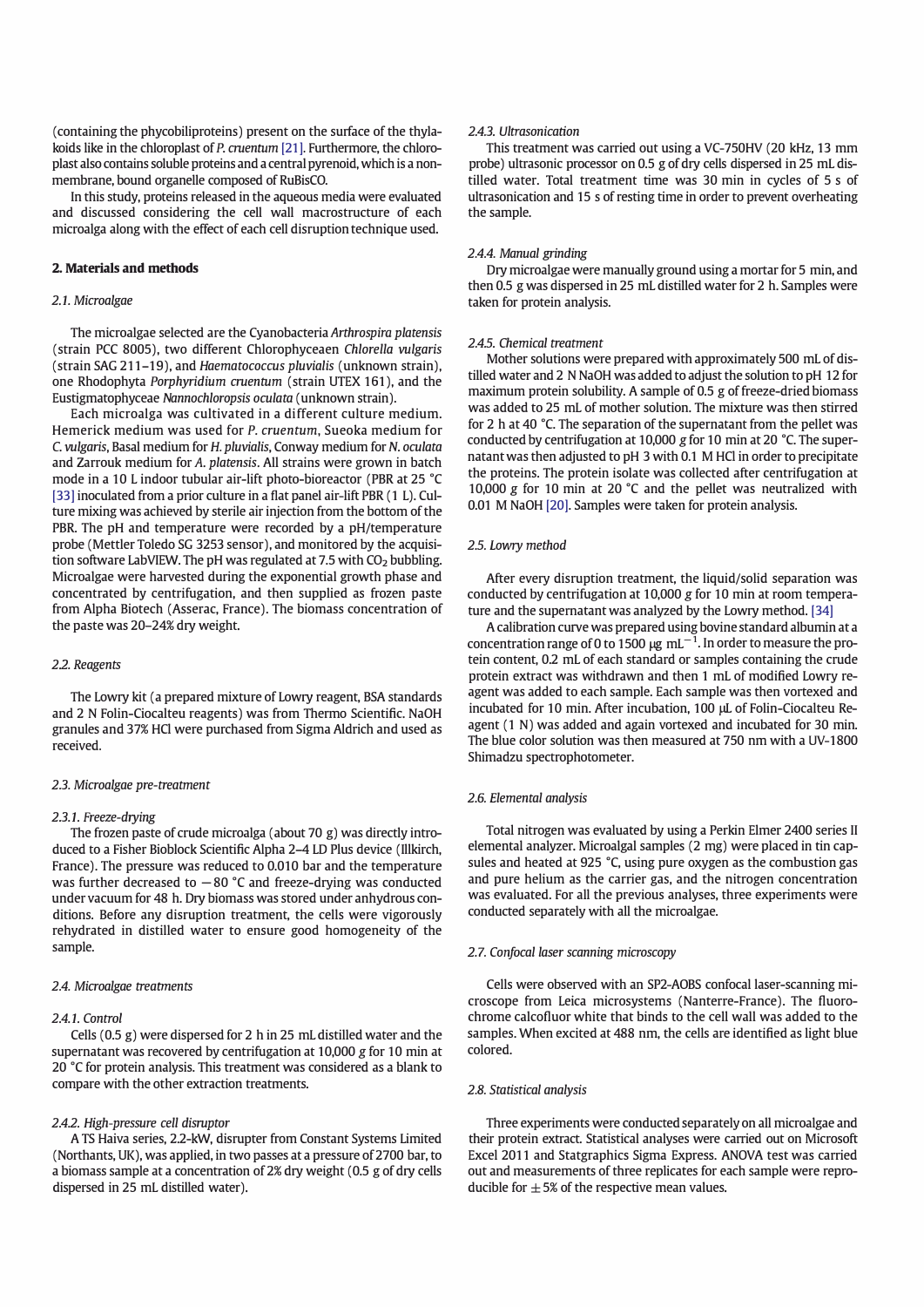(containing the phycobiliproteins) present on the surface of the thylakoids like in the chloroplast of *P. cruentum* [21]. Furthermore, the chloroplast also contains soluble proteins and a central pyrenoid, which is a non-membrane, bound organelle composed of RuBisCO.

In this study, proteins released in the aqueous media were evaluated and discussed considering the cell wall macrostructure of each microalga along with the effect of each cell disruption technique used.

## 2. Materials and methods

### 2.1. Microalgae

The microalgae selected are the Cyanobacteria *Arthrospira platensis* (strain PCC 8005), two different Chlorophyceaen *Chlorella vulgaris* (strain SAG 211–19), and *Haematococcus pluvialis* (unknown strain), one Rhodophyta *Porphyridium cruentum* (strain UTEX 161), and the Eustigmatophyceae *Nannochloropsis oculata* (unknown strain).

Each microalga was cultivated in a different culture medium. Hemerick medium was used for *P. cruentum*, Sueoka medium for *C. vulgaris*, Basal medium for *H. pluvialis*, Conway medium for *N. oculata* and Zarrouk medium for *A. platensis*. All strains were grown in batch mode in a 10 L indoor tubular air-lift photo-bioreactor (PBR at 25 °C [33] inoculated from a prior culture in a flat panel air-lift PBR (1 L). Culture mixing was achieved by sterile air injection from the bottom of the PBR. The pH and temperature were recorded by a pH/temperature probe (Mettler Toledo SG 3253 sensor), and monitored by the acquisition software LabVIEW. The pH was regulated at 7.5 with $CO_2$ bubbling. Microalgae were harvested during the exponential growth phase and concentrated by centrifugation, and then supplied as frozen paste from Alpha Biotech (Asserac, France). The biomass concentration of the paste was 20–24% dry weight.

### 2.2. Reagents

The Lowry kit (a prepared mixture of Lowry reagent, BSA standards and 2 N Folin-Ciocalteu reagents) was from Thermo Scientific. NaOH granules and 37% HCl were purchased from Sigma Aldrich and used as received.

### 2.3. Microalgae pre-treatment

#### 2.3.1. Freeze-drying

The frozen paste of crude microalga (about 70 g) was directly introduced to a Fisher Bioblock Scientific Alpha 2–4 LD Plus device (Illkirch, France). The pressure was reduced to 0.010 bar and the temperature was further decreased to −80 °C and freeze-drying was conducted under vacuum for 48 h. Dry biomass was stored under anhydrous conditions. Before any disruption treatment, the cells were vigorously rehydrated in distilled water to ensure good homogeneity of the sample.

### 2.4. Microalgae treatments

#### 2.4.1. Control

Cells (0.5 g) were dispersed for 2 h in 25 mL distilled water and the supernatant was recovered by centrifugation at 10,000 *g* for 10 min at 20 °C for protein analysis. This treatment was considered as a blank to compare with the other extraction treatments.

#### 2.4.2. High-pressure cell disruptor

A TS Haiva series, 2.2-kW, disrupter from Constant Systems Limited (Northants, UK), was applied, in two passes at a pressure of 2700 bar, to a biomass sample at a concentration of 2% dry weight (0.5 g of dry cells dispersed in 25 mL distilled water).

#### 2.4.3. Ultrasonication

This treatment was carried out using a VC-750HV (20 kHz, 13 mm probe) ultrasonic processor on 0.5 g of dry cells dispersed in 25 mL distilled water. Total treatment time was 30 min in cycles of 5 s of ultrasonication and 15 s of resting time in order to prevent overheating the sample.

#### 2.4.4. Manual grinding

Dry microalgae were manually ground using a mortar for 5 min, and then 0.5 g was dispersed in 25 mL distilled water for 2 h. Samples were taken for protein analysis.

#### 2.4.5. Chemical treatment

Mother solutions were prepared with approximately 500 mL of distilled water and 2 N NaOH was added to adjust the solution to pH 12 for maximum protein solubility. A sample of 0.5 g of freeze-dried biomass was added to 25 mL of mother solution. The mixture was then stirred for 2 h at 40 °C. The separation of the supernatant from the pellet was conducted by centrifugation at 10,000 *g* for 10 min at 20 °C. The supernatant was then adjusted to pH 3 with 0.1 M HCl in order to precipitate the proteins. The protein isolate was collected after centrifugation at 10,000 *g* for 10 min at 20 °C and the pellet was neutralized with 0.01 M NaOH [20]. Samples were taken for protein analysis.

### 2.5. Lowry method

After every disruption treatment, the liquid/solid separation was conducted by centrifugation at 10,000 *g* for 10 min at room temperature and the supernatant was analyzed by the Lowry method. [34]

A calibration curve was prepared using bovine standard albumin at a concentration range of 0 to 1500 μg $mL^{-1}$. In order to measure the protein content, 0.2 mL of each standard or samples containing the crude protein extract was withdrawn and then 1 mL of modified Lowry reagent was added to each sample. Each sample was then vortexed and incubated for 10 min. After incubation, 100 μL of Folin-Ciocalteu Reagent (1 N) was added and again vortexed and incubated for 30 min. The blue color solution was then measured at 750 nm with a UV-1800 Shimadzu spectrophotometer.

### 2.6. Elemental analysis

Total nitrogen was evaluated by using a Perkin Elmer 2400 series II elemental analyzer. Microalgal samples (2 mg) were placed in tin capsules and heated at 925 °C, using pure oxygen as the combustion gas and pure helium as the carrier gas, and the nitrogen concentration was evaluated. For all the previous analyses, three experiments were conducted separately with all the microalgae.

### 2.7. Confocal laser scanning microscopy

Cells were observed with an SP2-AOBS confocal laser-scanning microscope from Leica microsystems (Nanterre-France). The fluorochrome calcofluor white that binds to the cell wall was added to the samples. When excited at 488 nm, the cells are identified as light blue colored.

### 2.8. Statistical analysis

Three experiments were conducted separately on all microalgae and their protein extract. Statistical analyses were carried out on Microsoft Excel 2011 and Statgraphics Sigma Express. ANOVA test was carried out and measurements of three replicates for each sample were reproducible for ±5% of the respective mean values.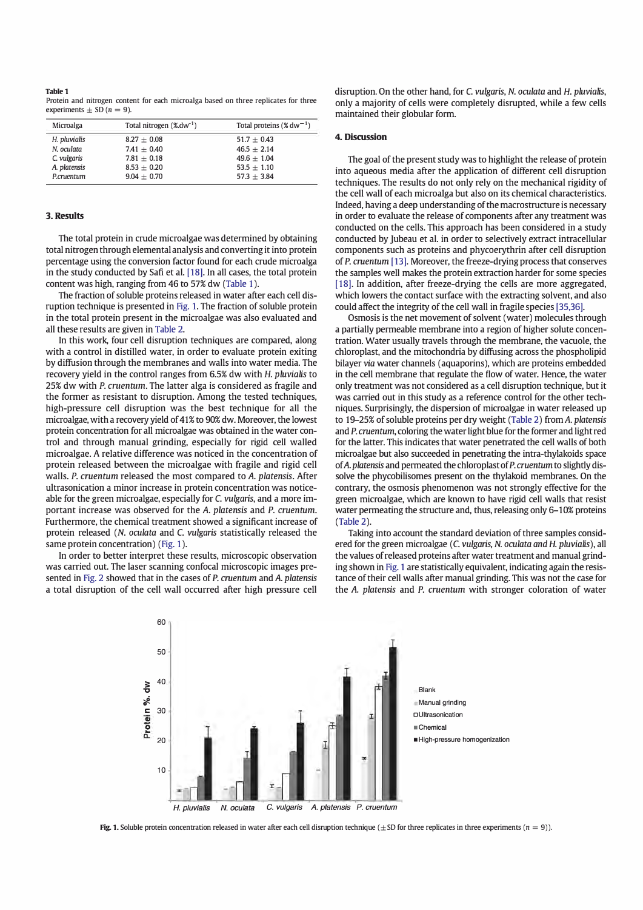**Table 1**
Protein and nitrogen content for each microalga based on three replicates for three experiments ± SD ($n = 9$).

| Microalga | Total nitrogen (%.dw$^{-1}$) | Total proteins (% dw$^{-1}$) |
|---|---|---|
| *H. pluvialis* | 8.27 ± 0.08 | 51.7 ± 0.43 |
| *N. oculata* | 7.41 ± 0.40 | 46.5 ± 2.14 |
| *C. vulgaris* | 7.81 ± 0.18 | 49.6 ± 1.04 |
| *A. platensis* | 8.53 ± 0.20 | 53.5 ± 1.10 |
| *P.cruentum* | 9.04 ± 0.70 | 57.3 ± 3.84 |

## 3. Results

The total protein in crude microalgae was determined by obtaining total nitrogen through elemental analysis and converting it into protein percentage using the conversion factor found for each crude microalga in the study conducted by Safi et al. [18]. In all cases, the total protein content was high, ranging from 46 to 57% dw (Table 1).

The fraction of soluble proteins released in water after each cell disruption technique is presented in Fig. 1. The fraction of soluble protein in the total protein present in the microalgae was also evaluated and all these results are given in Table 2.

In this work, four cell disruption techniques are compared, along with a control in distilled water, in order to evaluate protein exiting by diffusion through the membranes and walls into water media. The recovery yield in the control ranges from 6.5% dw with *H. pluvialis* to 25% dw with *P. cruentum*. The latter alga is considered as fragile and the former as resistant to disruption. Among the tested techniques, high-pressure cell disruption was the best technique for all the microalgae, with a recovery yield of 41% to 90% dw. Moreover, the lowest protein concentration for all microalgae was obtained in the water control and through manual grinding, especially for rigid cell walled microalgae. A relative difference was noticed in the concentration of protein released between the microalgae with fragile and rigid cell walls. *P. cruentum* released the most compared to *A. platensis*. After ultrasonication a minor increase in protein concentration was noticeable for the green microalgae, especially for *C. vulgaris*, and a more important increase was observed for the *A. platensis* and *P. cruentum*. Furthermore, the chemical treatment showed a significant increase of protein released (*N. oculata* and *C. vulgaris* statistically released the same protein concentration) (Fig. 1).

In order to better interpret these results, microscopic observation was carried out. The laser scanning confocal microscopic images presented in Fig. 2 showed that in the cases of *P. cruentum* and *A. platensis* a total disruption of the cell wall occurred after high pressure cell disruption. On the other hand, for *C. vulgaris*, *N. oculata* and *H. pluvialis*, only a majority of cells were completely disrupted, while a few cells maintained their globular form.

## 4. Discussion

The goal of the present study was to highlight the release of protein into aqueous media after the application of different cell disruption techniques. The results do not only rely on the mechanical rigidity of the cell wall of each microalga but also on its chemical characteristics. Indeed, having a deep understanding of the macrostructure is necessary in order to evaluate the release of components after any treatment was conducted on the cells. This approach has been considered in a study conducted by Jubeau et al. in order to selectively extract intracellular components such as proteins and phycoerythrin after cell disruption of *P. cruentum* [13]. Moreover, the freeze-drying process that conserves the samples well makes the protein extraction harder for some species [18]. In addition, after freeze-drying the cells are more aggregated, which lowers the contact surface with the extracting solvent, and also could affect the integrity of the cell wall in fragile species [35,36].

Osmosis is the net movement of solvent (water) molecules through a partially permeable membrane into a region of higher solute concentration. Water usually travels through the membrane, the vacuole, the chloroplast, and the mitochondria by diffusing across the phospholipid bilayer *via* water channels (aquaporins), which are proteins embedded in the cell membrane that regulate the flow of water. Hence, the water only treatment was not considered as a cell disruption technique, but it was carried out in this study as a reference control for the other techniques. Surprisingly, the dispersion of microalgae in water released up to 19–25% of soluble proteins per dry weight (Table 2) from *A. platensis* and *P. cruentum*, coloring the water light blue for the former and light red for the latter. This indicates that water penetrated the cell walls of both microalgae but also succeeded in penetrating the intra-thylakoids space of *A. platensis* and permeated the chloroplast of *P. cruentum* to slightly dissolve the phycobilisomes present on the thylakoid membranes. On the contrary, the osmosis phenomenon was not strongly effective for the green microalgae, which are known to have rigid cell walls that resist water permeating the structure and, thus, releasing only 6–10% proteins (Table 2).

Taking into account the standard deviation of three samples considered for the green microalgae (*C. vulgaris, N. oculata and H. pluvialis*), all the values of released proteins after water treatment and manual grinding shown in Fig. 1 are statistically equivalent, indicating again the resistance of their cell walls after manual grinding. This was not the case for the *A. platensis* and *P. cruentum* with stronger coloration of water

Protein in %. dw
60
50
40
30
20
10
H. pluvialis
N. oculata
C. vulgaris
A. platensis
P. cruentum
Blank
Manual grinding
Ultrasonication
Chemical
High-pressure homogenization

**Fig. 1.** Soluble protein concentration released in water after each cell disruption technique (±SD for three replicates in three experiments ($n = 9$)).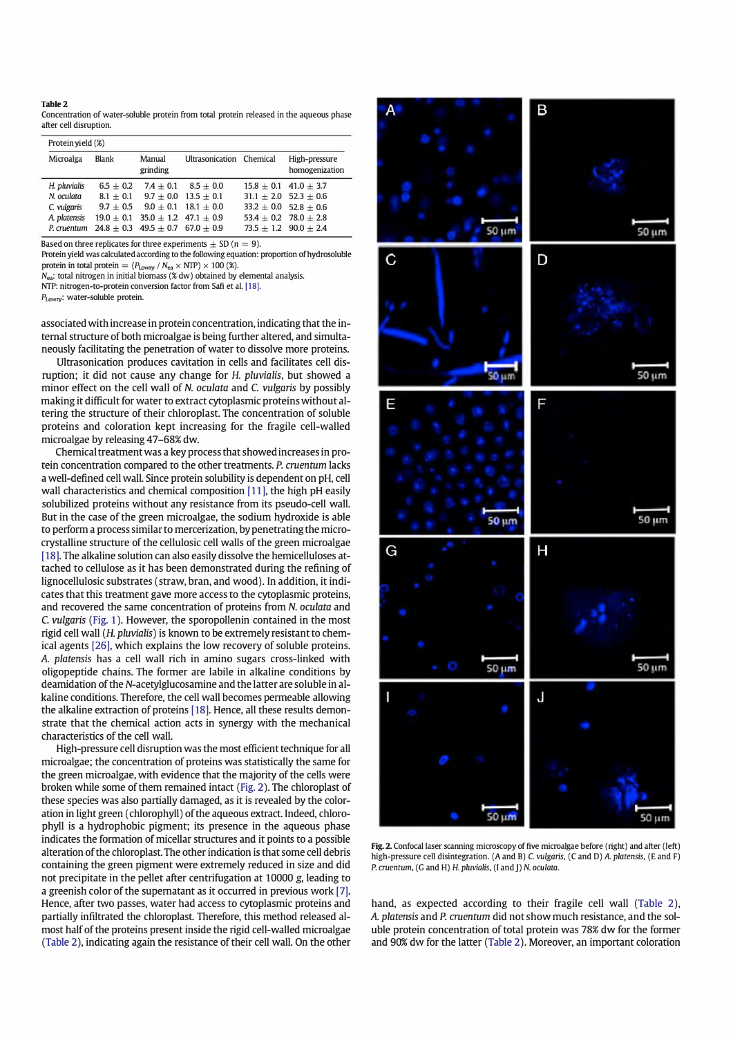**Table 2**
Concentration of water-soluble protein from total protein released in the aqueous phase after cell disruption.

| Protein yield (%) | | | | | |
|---|---|---|---|---|---|
| Microalga | Blank | Manual grinding | Ultrasonication | Chemical | High-pressure homogenization |
| *H. pluvialis* | 6.5 ± 0.2 | 7.4 ± 0.1 | 8.5 ± 0.0 | 15.8 ± 0.1 | 41.0 ± 3.7 |
| *N. oculata* | 8.1 ± 0.1 | 9.7 ± 0.0 | 13.5 ± 0.1 | 31.1 ± 2.0 | 52.3 ± 0.6 |
| *C. vulgaris* | 9.7 ± 0.5 | 9.0 ± 0.1 | 18.1 ± 0.0 | 33.2 ± 0.0 | 52.8 ± 0.6 |
| *A. platensis* | 19.0 ± 0.1 | 35.0 ± 1.2 | 47.1 ± 0.9 | 53.4 ± 0.2 | 78.0 ± 2.8 |
| *P. cruentum* | 24.8 ± 0.3 | 49.5 ± 0.7 | 67.0 ± 0.9 | 73.5 ± 1.2 | 90.0 ± 2.4 |

Based on three replicates for three experiments ± SD ($n = 9$).
Protein yield was calculated according to the following equation: proportion of hydrosoluble protein in total protein = $(P_{Lowry} / N_{ea} \times NTP) \times 100$ (%).
$N_{ea}$: total nitrogen in initial biomass (% dw) obtained by elemental analysis.
NTP: nitrogen-to-protein conversion factor from Safi et al. [18].
$P_{Lowry}$: water-soluble protein.

associated with increase in protein concentration, indicating that the internal structure of both microalgae is being further altered, and simultaneously facilitating the penetration of water to dissolve more proteins.

Ultrasonication produces cavitation in cells and facilitates cell disruption; it did not cause any change for *H. pluvialis*, but showed a minor effect on the cell wall of *N. oculata* and *C. vulgaris* by possibly making it difficult for water to extract cytoplasmic proteins without altering the structure of their chloroplast. The concentration of soluble proteins and coloration kept increasing for the fragile cell-walled microalgae by releasing 47–68% dw.

Chemical treatment was a key process that showed increases in protein concentration compared to the other treatments. *P. cruentum* lacks a well-defined cell wall. Since protein solubility is dependent on pH, cell wall characteristics and chemical composition [11], the high pH easily solubilized proteins without any resistance from its pseudo-cell wall. But in the case of the green microalgae, the sodium hydroxide is able to perform a process similar to mercerization, by penetrating the microcrystalline structure of the cellulosic cell walls of the green microalgae [18]. The alkaline solution can also easily dissolve the hemicelluloses attached to cellulose as it has been demonstrated during the refining of lignocellulosic substrates (straw, bran, and wood). In addition, it indicates that this treatment gave more access to the cytoplasmic proteins, and recovered the same concentration of proteins from *N. oculata* and *C. vulgaris* (Fig. 1). However, the sporopollenin contained in the most rigid cell wall (*H. pluvialis*) is known to be extremely resistant to chemical agents [26], which explains the low recovery of soluble proteins. *A. platensis* has a cell wall rich in amino sugars cross-linked with oligopeptide chains. The former are labile in alkaline conditions by deamidation of the *N*-acetylglucosamine and the latter are soluble in alkaline conditions. Therefore, the cell wall becomes permeable allowing the alkaline extraction of proteins [18]. Hence, all these results demonstrate that the chemical action acts in synergy with the mechanical characteristics of the cell wall.

High-pressure cell disruption was the most efficient technique for all microalgae; the concentration of proteins was statistically the same for the green microalgae, with evidence that the majority of the cells were broken while some of them remained intact (Fig. 2). The chloroplast of these species was also partially damaged, as it is revealed by the coloration in light green (chlorophyll) of the aqueous extract. Indeed, chlorophyll is a hydrophobic pigment; its presence in the aqueous phase indicates the formation of micellar structures and it points to a possible alteration of the chloroplast. The other indication is that some cell debris containing the green pigment were extremely reduced in size and did not precipitate in the pellet after centrifugation at 10000 *g*, leading to a greenish color of the supernatant as it occurred in previous work [7]. Hence, after two passes, water had access to cytoplasmic proteins and partially infiltrated the chloroplast. Therefore, this method released almost half of the proteins present inside the rigid cell-walled microalgae (Table 2), indicating again the resistance of their cell wall. On the other hand, as expected according to their fragile cell wall (Table 2), *A. platensis* and *P. cruentum* did not show much resistance, and the soluble protein concentration of total protein was 78% dw for the former and 90% dw for the latter (Table 2). Moreover, an important coloration

**Fig. 2.** Confocal laser scanning microscopy of five microalgae before (right) and after (left) high-pressure cell disintegration. (A and B) *C. vulgaris*, (C and D) *A. platensis*, (E and F) *P. cruentum*, (G and H) *H. pluvialis*, (I and J) *N. oculata*.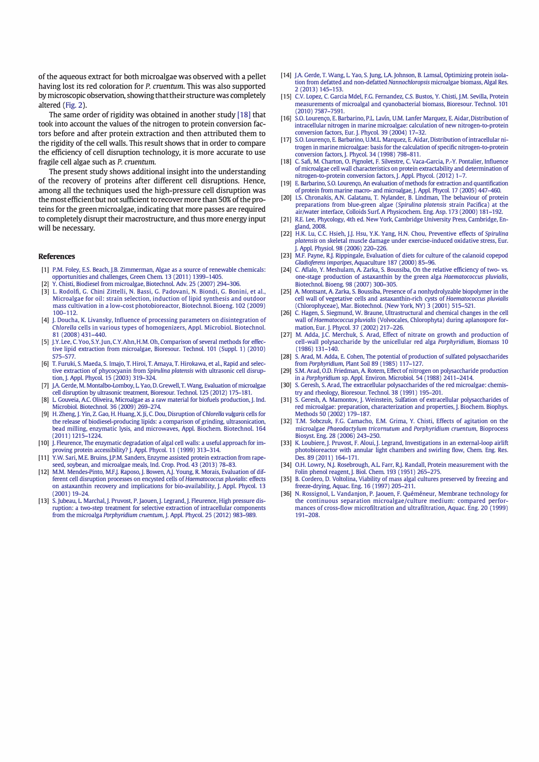of the aqueous extract for both microalgae was observed with a pellet having lost its red coloration for *P. cruentum*. This was also supported by microscopic observation, showing that their structure was completely altered (Fig. 2).

The same order of rigidity was obtained in another study [18] that took into account the values of the nitrogen to protein conversion factors before and after protein extraction and then attributed them to the rigidity of the cell walls. This result shows that in order to compare the efficiency of cell disruption technology, it is more accurate to use fragile cell algae such as *P. cruentum*.

The present study shows additional insight into the understanding of the recovery of proteins after different cell disruptions. Hence, among all the techniques used the high-pressure cell disruption was the most efficient but not sufficient to recover more than 50% of the proteins for the green microalgae, indicating that more passes are required to completely disrupt their macrostructure, and thus more energy input will be necessary.

## References

[1] P.M. Foley, E.S. Beach, J.B. Zimmerman, Algae as a source of renewable chemicals: opportunities and challenges, Green Chem. 13 (2011) 1399–1405.

[2] Y. Chisti, Biodiesel from microalgae, Biotechnol. Adv. 25 (2007) 294–306.

[3] L. Rodolfi, G. Chini Zittelli, N. Bassi, G. Padovani, N. Biondi, G. Bonini, et al., Microalgae for oil: strain selection, induction of lipid synthesis and outdoor mass cultivation in a low-cost photobioreactor, Biotechnol. Bioeng. 102 (2009) 100–112.

[4] J. Doucha, K. Livansky, Influence of processing parameters on disintegration of *Chlorella* cells in various types of homogenizers, Appl. Microbiol. Biotechnol. 81 (2008) 431–440.

[5] J.Y. Lee, C. Yoo, S.Y. Jun, C.Y. Ahn, H.M. Oh, Comparison of several methods for effective lipid extraction from microalgae, Bioresour. Technol. 101 (Suppl. 1) (2010) S75–S77.

[6] T. Furuki, S. Maeda, S. Imajo, T. Hiroi, T. Amaya, T. Hirokawa, et al., Rapid and selective extraction of phycocyanin from *Spirulina platensis* with ultrasonic cell disruption, J. Appl. Phycol. 15 (2003) 319–324.

[7] J.A. Gerde, M. Montalbo-Lomboy, L. Yao, D. Grewell, T. Wang, Evaluation of microalgae cell disruption by ultrasonic treatment, Bioresour. Technol. 125 (2012) 175–181.

[8] L. Gouveia, A.C. Oliveira, Microalgae as a raw material for biofuels production, J. Ind. Microbiol. Biotechnol. 36 (2009) 269–274.

[9] H. Zheng, J. Yin, Z. Gao, H. Huang, X. Ji, C. Dou, Disruption of *Chlorella vulgaris* cells for the release of biodiesel-producing lipids: a comparison of grinding, ultrasonication, bead milling, enzymatic lysis, and microwaves, Appl. Biochem. Biotechnol. 164 (2011) 1215–1224.

[10] J. Fleurence, The enzymatic degradation of algal cell walls: a useful approach for improving protein accessibility? J. Appl. Phycol. 11 (1999) 313–314.

[11] Y.W. Sari, M.E. Bruins, J.P.M. Sanders, Enzyme assisted protein extraction from rapeseed, soybean, and microalgae meals, Ind. Crop. Prod. 43 (2013) 78–83.

[12] M.M. Mendes-Pinto, M.F.J. Raposo, J. Bowen, A.J. Young, R. Morais, Evaluation of different cell disruption processes on encysted cells of *Haematococcus pluvialis*: effects on astaxanthin recovery and implications for bio-availability, J. Appl. Phycol. 13 (2001) 19–24.

[13] S. Jubeau, L. Marchal, J. Pruvost, P. Jaouen, J. Legrand, J. Fleurence, High pressure disruption: a two-step treatment for selective extraction of intracellular components from the microalga *Porphyridium cruentum*, J. Appl. Phycol. 25 (2012) 983–989.

[14] J.A. Gerde, T. Wang, L. Yao, S. Jung, L.A. Johnson, B. Lamsal, Optimizing protein isolation from defatted and non-defatted *Nannochloropsis* microalgae biomass, Algal Res. 2 (2013) 145–153.

[15] C.V. Lopez, C. Garcia Mdel, F.G. Fernandez, C.S. Bustos, Y. Chisti, J.M. Sevilla, Protein measurements of microalgal and cyanobacterial biomass, Bioresour. Technol. 101 (2010) 7587–7591.

[16] S.O. Lourenço, E. Barbarino, P.L. Lavín, U.M. Lanfer Marquez, E. Aidar, Distribution of intracellular nitrogen in marine microalgae: calculation of new nitrogen-to-protein conversion factors, Eur. J. Phycol. 39 (2004) 17–32.

[17] S.O. Lourenço, E. Barbarino, U.M.L. Marquez, E. Aidar, Distribution of intracellular nitrogen in marine microalgae: basis for the calculation of specific nitrogen-to-protein conversion factors, J. Phycol. 34 (1998) 798–811.

[18] C. Safi, M. Charton, O. Pignolet, F. Silvestre, C. Vaca-Garcia, P.-Y. Pontalier, Influence of microalgae cell wall characteristics on protein extractability and determination of nitrogen-to-protein conversion factors, J. Appl. Phycol. (2012) 1–7.

[19] E. Barbarino, S.O. Lourenço, An evaluation of methods for extraction and quantification of protein from marine macro- and microalgae, J. Appl. Phycol. 17 (2005) 447–460.

[20] I.S. Chronakis, A.N. Galatanu, T. Nylander, B. Lindman, The behaviour of protein preparations from blue-green algae (*Spirulina platensis* strain Pacifica) at the air/water interface, Colloids Surf. A Physicochem. Eng. Asp. 173 (2000) 181–192.

[21] R.E. Lee, Phycology, 4th ed. New York, Cambridge University Press, Cambridge, England, 2008.

[22] H.K. Lu, C.C. Hsieh, J.J. Hsu, Y.K. Yang, H.N. Chou, Preventive effects of *Spirulina platensis* on skeletal muscle damage under exercise-induced oxidative stress, Eur. J. Appl. Physiol. 98 (2006) 220–226.

[23] M.F. Payne, R.J. Rippingale, Evaluation of diets for culture of the calanoid copepod *Gladioferens imparipes*, Aquaculture 187 (2000) 85–96.

[24] C. Aflalo, Y. Meshulam, A. Zarka, S. Boussiba, On the relative efficiency of two- vs. one-stage production of astaxanthin by the green alga *Haematococcus pluvialis*, Biotechnol. Bioeng. 98 (2007) 300–305.

[25] A. Montsant, A. Zarka, S. Boussiba, Presence of a nonhydrolyzable biopolymer in the cell wall of vegetative cells and astaxanthin-rich cysts of *Haematococcus pluvialis* (Chlorophyceae), Mar. Biotechnol. (New York, NY) 3 (2001) 515–521.

[26] C. Hagen, S. Siegmund, W. Braune, Ultrastructural and chemical changes in the cell wall of *Haematococcus pluvialis* (Volvocales, Chlorophyta) during aplanospore formation, Eur. J. Phycol. 37 (2002) 217–226.

[27] M. Adda, J.C. Merchuk, S. Arad, Effect of nitrate on growth and production of cell-wall polysaccharide by the unicellular red alga *Porphyridium*, Biomass 10 (1986) 131–140.

[28] S. Arad, M. Adda, E. Cohen, The potential of production of sulfated polysaccharides from *Porphyridium*, Plant Soil 89 (1985) 117–127.

[29] S.M. Arad, O.D. Friedman, A. Rotem, Effect of nitrogen on polysaccharide production in a *Porphyridium* sp. Appl. Environ. Microbiol. 54 (1988) 2411–2414.

[30] S. Geresh, S. Arad, The extracellular polysaccharides of the red microalgae: chemistry and rheology, Bioresour. Technol. 38 (1991) 195–201.

[31] S. Geresh, A. Mamontov, J. Weinstein, Sulfation of extracellular polysaccharides of red microalgae: preparation, characterization and properties, J. Biochem. Biophys. Methods 50 (2002) 179–187.

[32] T.M. Sobczuk, F.G. Camacho, E.M. Grima, Y. Chisti, Effects of agitation on the microalgae *Phaeodactylum tricornutum* and *Porphyridium cruentum*, Bioprocess Biosyst. Eng. 28 (2006) 243–250.

[33] K. Loubiere, J. Pruvost, F. Aloui, J. Legrand, Investigations in an external-loop airlift photobioreactor with annular light chambers and swirling flow, Chem. Eng. Res. Des. 89 (2011) 164–171.

[34] O.H. Lowry, N.J. Rosebrough, A.L. Farr, R.J. Randall, Protein measurement with the Folin phenol reagent, J. Biol. Chem. 193 (1951) 265–275.

[35] B. Cordero, D. Voltolina, Viability of mass algal cultures preserved by freezing and freeze-drying, Aquac. Eng. 16 (1997) 205–211.

[36] N. Rossignol, L. Vandanjon, P. Jaouen, F. Quéméneur, Membrane technology for the continuous separation microalgae/culture medium: compared performances of cross-flow microfiltration and ultrafiltration, Aquac. Eng. 20 (1999) 191–208.